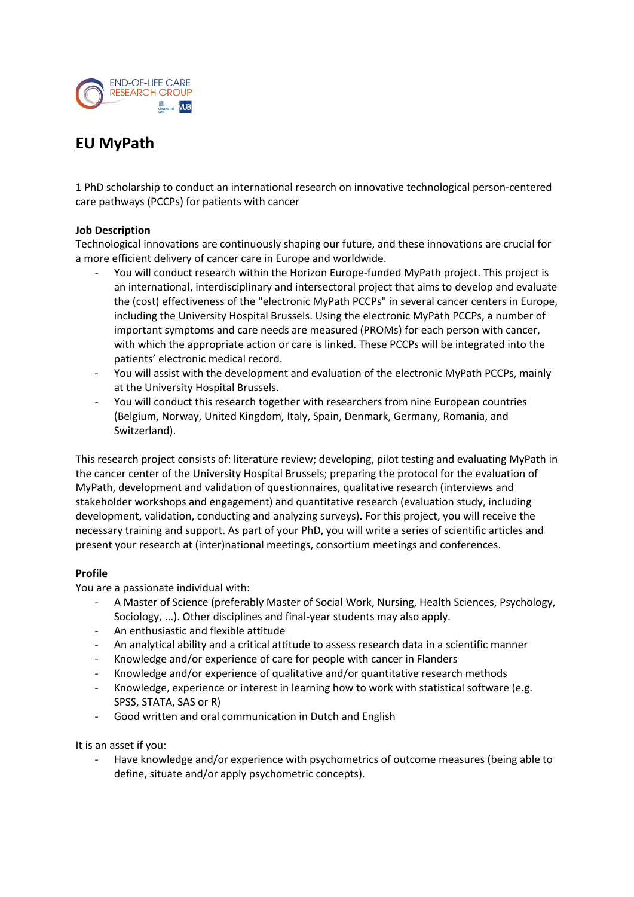# EU MyPath

1 PhD scholarship to conduct an international research on innovative technological person-centered care pathways (PCCPs) for patients with cancer

**Job Description**

Technological innovations are continuously shaping our future, and these innovations are crucial for a more efficient delivery of cancer care in Europe and worldwide.

- You will conduct research within the Horizon Europe-funded MyPath project. This project is an international, interdisciplinary and intersectoral project that aims to develop and evaluate the (cost) effectiveness of the "electronic MyPath PCCPs" in several cancer centers in Europe, including the University Hospital Brussels. Using the electronic MyPath PCCPs, a number of important symptoms and care needs are measured (PROMs) for each person with cancer, with which the appropriate action or care is linked. These PCCPs will be integrated into the patients' electronic medical record.
- You will assist with the development and evaluation of the electronic MyPath PCCPs, mainly at the University Hospital Brussels.
- You will conduct this research together with researchers from nine European countries (Belgium, Norway, United Kingdom, Italy, Spain, Denmark, Germany, Romania, and Switzerland).

This research project consists of: literature review; developing, pilot testing and evaluating MyPath in the cancer center of the University Hospital Brussels; preparing the protocol for the evaluation of MyPath, development and validation of questionnaires, qualitative research (interviews and stakeholder workshops and engagement) and quantitative research (evaluation study, including development, validation, conducting and analyzing surveys). For this project, you will receive the necessary training and support. As part of your PhD, you will write a series of scientific articles and present your research at (inter)national meetings, consortium meetings and conferences.

**Profile**

You are a passionate individual with:

- A Master of Science (preferably Master of Social Work, Nursing, Health Sciences, Psychology, Sociology, ...). Other disciplines and final-year students may also apply.
- An enthusiastic and flexible attitude
- An analytical ability and a critical attitude to assess research data in a scientific manner
- Knowledge and/or experience of care for people with cancer in Flanders
- Knowledge and/or experience of qualitative and/or quantitative research methods
- Knowledge, experience or interest in learning how to work with statistical software (e.g. SPSS, STATA, SAS or R)
- Good written and oral communication in Dutch and English

It is an asset if you:

- Have knowledge and/or experience with psychometrics of outcome measures (being able to define, situate and/or apply psychometric concepts).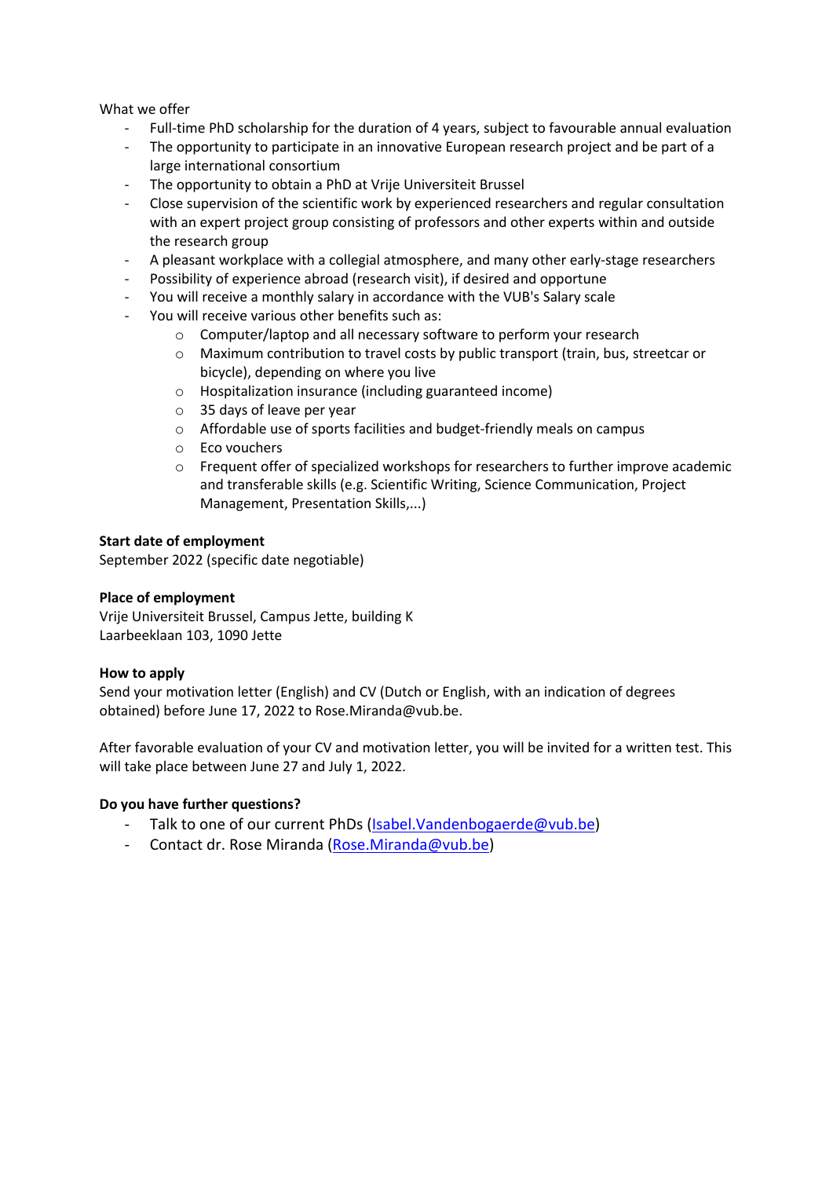What we offer

- Full-time PhD scholarship for the duration of 4 years, subject to favourable annual evaluation
- The opportunity to participate in an innovative European research project and be part of a large international consortium
- The opportunity to obtain a PhD at Vrije Universiteit Brussel
- Close supervision of the scientific work by experienced researchers and regular consultation with an expert project group consisting of professors and other experts within and outside the research group
- A pleasant workplace with a collegial atmosphere, and many other early-stage researchers
- Possibility of experience abroad (research visit), if desired and opportune
- You will receive a monthly salary in accordance with the VUB's Salary scale
- You will receive various other benefits such as:
  - Computer/laptop and all necessary software to perform your research
  - Maximum contribution to travel costs by public transport (train, bus, streetcar or bicycle), depending on where you live
  - Hospitalization insurance (including guaranteed income)
  - 35 days of leave per year
  - Affordable use of sports facilities and budget-friendly meals on campus
  - Eco vouchers
  - Frequent offer of specialized workshops for researchers to further improve academic and transferable skills (e.g. Scientific Writing, Science Communication, Project Management, Presentation Skills,...)

**Start date of employment**

September 2022 (specific date negotiable)

**Place of employment**

Vrije Universiteit Brussel, Campus Jette, building K
Laarbeeklaan 103, 1090 Jette

**How to apply**

Send your motivation letter (English) and CV (Dutch or English, with an indication of degrees obtained) before June 17, 2022 to Rose.Miranda@vub.be.

After favorable evaluation of your CV and motivation letter, you will be invited for a written test. This will take place between June 27 and July 1, 2022.

**Do you have further questions?**

- Talk to one of our current PhDs (Isabel.Vandenbogaerde@vub.be)
- Contact dr. Rose Miranda (Rose.Miranda@vub.be)